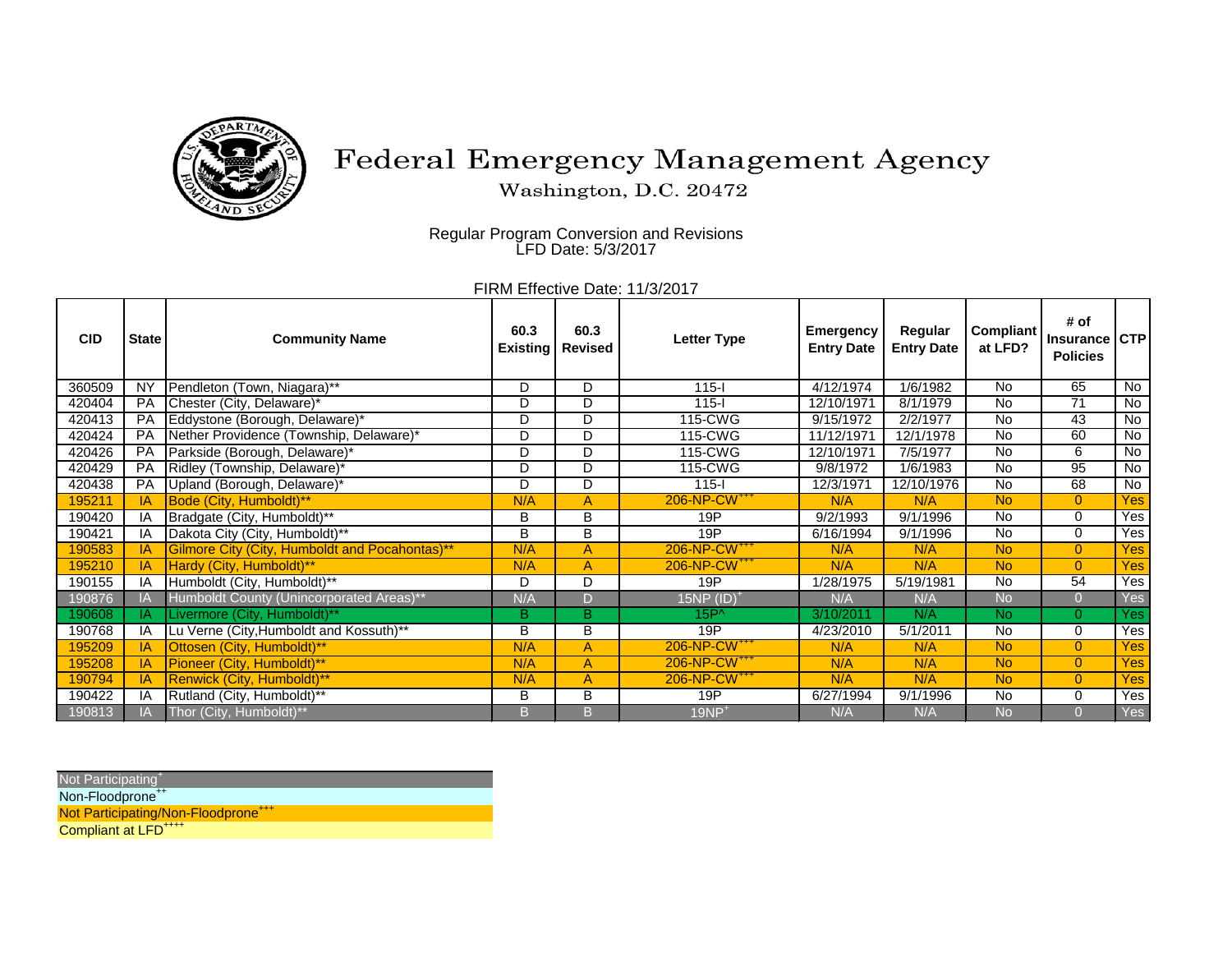# Federal Emergency Management Agency

Washington, D.C. 20472

Regular Program Conversion and Revisions
LFD Date: 5/3/2017

FIRM Effective Date: 11/3/2017

| CID | State | Community Name | 60.3 Existing | 60.3 Revised | Letter Type | Emergency Entry Date | Regular Entry Date | Compliant at LFD? | # of Insurance Policies | CTP |
|---|---|---|---|---|---|---|---|---|---|---|
| 360509 | NY | Pendleton (Town, Niagara)** | D | D | 115-I | 4/12/1974 | 1/6/1982 | No | 65 | No |
| 420404 | PA | Chester (City, Delaware)* | D | D | 115-I | 12/10/1971 | 8/1/1979 | No | 71 | No |
| 420413 | PA | Eddystone (Borough, Delaware)* | D | D | 115-CWG | 9/15/1972 | 2/2/1977 | No | 43 | No |
| 420424 | PA | Nether Providence (Township, Delaware)* | D | D | 115-CWG | 11/12/1971 | 12/1/1978 | No | 60 | No |
| 420426 | PA | Parkside (Borough, Delaware)* | D | D | 115-CWG | 12/10/1971 | 7/5/1977 | No | 6 | No |
| 420429 | PA | Ridley (Township, Delaware)* | D | D | 115-CWG | 9/8/1972 | 1/6/1983 | No | 95 | No |
| 420438 | PA | Upland (Borough, Delaware)* | D | D | 115-I | 12/3/1971 | 12/10/1976 | No | 68 | No |
| 195211 | IA | Bode (City, Humboldt)** | N/A | A | 206-NP-CW+++ | N/A | N/A | No | 0 | Yes |
| 190420 | IA | Bradgate (City, Humboldt)** | B | B | 19P | 9/2/1993 | 9/1/1996 | No | 0 | Yes |
| 190421 | IA | Dakota City (City, Humboldt)** | B | B | 19P | 6/16/1994 | 9/1/1996 | No | 0 | Yes |
| 190583 | IA | Gilmore City (City, Humboldt and Pocahontas)** | N/A | A | 206-NP-CW+++ | N/A | N/A | No | 0 | Yes |
| 195210 | IA | Hardy (City, Humboldt)** | N/A | A | 206-NP-CW+++ | N/A | N/A | No | 0 | Yes |
| 190155 | IA | Humboldt (City, Humboldt)** | D | D | 19P | 1/28/1975 | 5/19/1981 | No | 54 | Yes |
| 190876 | IA | Humboldt County (Unincorporated Areas)** | N/A | D | 15NP (ID)+ | N/A | N/A | No | 0 | Yes |
| 190608 | IA | Livermore (City, Humboldt)** | B | B | 15P^ | 3/10/2011 | N/A | No | 0 | Yes |
| 190768 | IA | Lu Verne (City,Humboldt and Kossuth)** | B | B | 19P | 4/23/2010 | 5/1/2011 | No | 0 | Yes |
| 195209 | IA | Ottosen (City, Humboldt)** | N/A | A | 206-NP-CW+++ | N/A | N/A | No | 0 | Yes |
| 195208 | IA | Pioneer (City, Humboldt)** | N/A | A | 206-NP-CW+++ | N/A | N/A | No | 0 | Yes |
| 190794 | IA | Renwick (City, Humboldt)** | N/A | A | 206-NP-CW+++ | N/A | N/A | No | 0 | Yes |
| 190422 | IA | Rutland (City, Humboldt)** | B | B | 19P | 6/27/1994 | 9/1/1996 | No | 0 | Yes |
| 190813 | IA | Thor (City, Humboldt)** | B | B | 19NP+ | N/A | N/A | No | 0 | Yes |

Not Participating+
Non-Floodprone++
Not Participating/Non-Floodprone+++
Compliant at LFD++++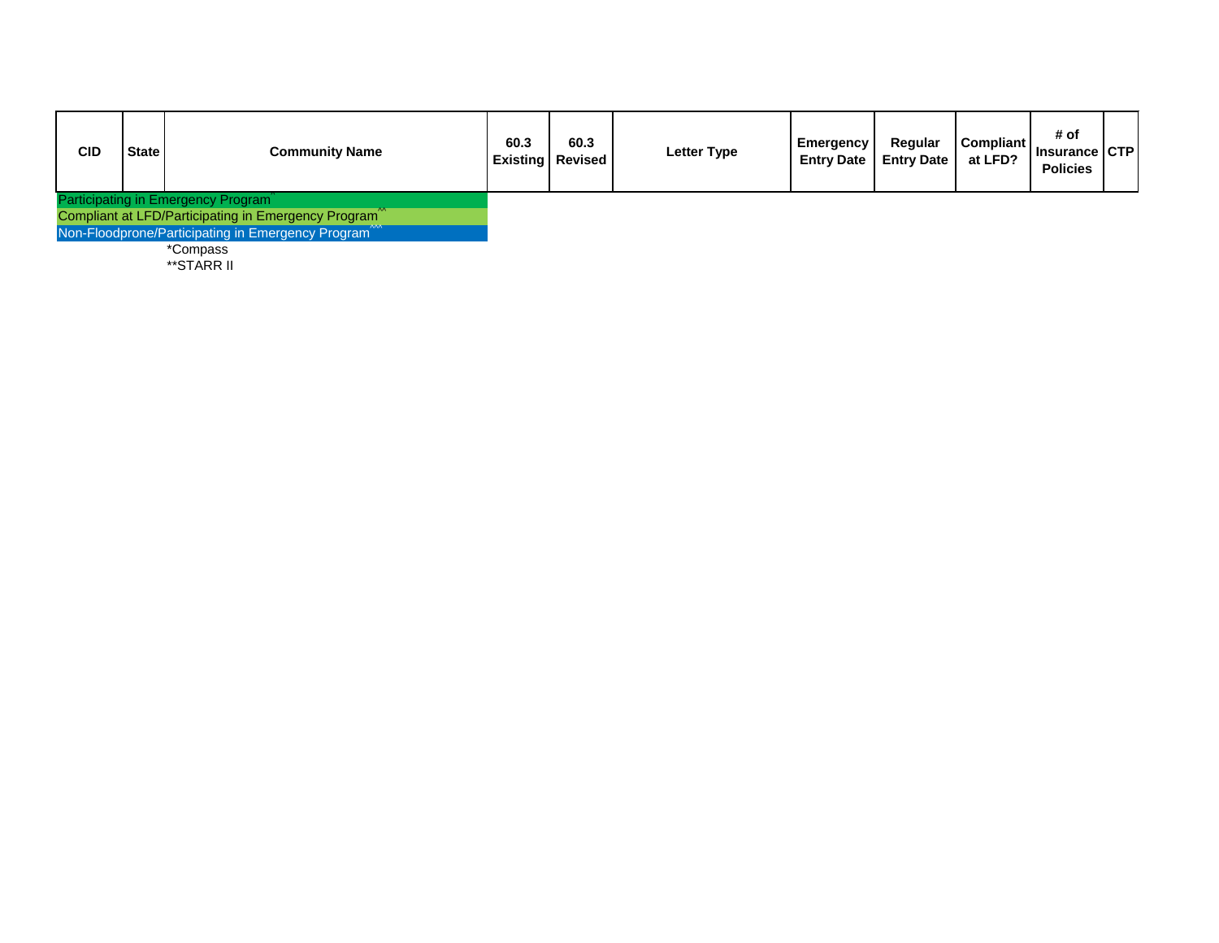| CID | State | Community Name | 60.3 Existing | 60.3 Revised | Letter Type | Emergency Entry Date | Regular Entry Date | Compliant at LFD? | # of Insurance Policies | CTP |
|---|---|---|---|---|---|---|---|---|---|---|

Participating in Emergency Program^

Compliant at LFD/Participating in Emergency Program^^

Non-Floodprone/Participating in Emergency Program^^^

*Compass

**STARR II